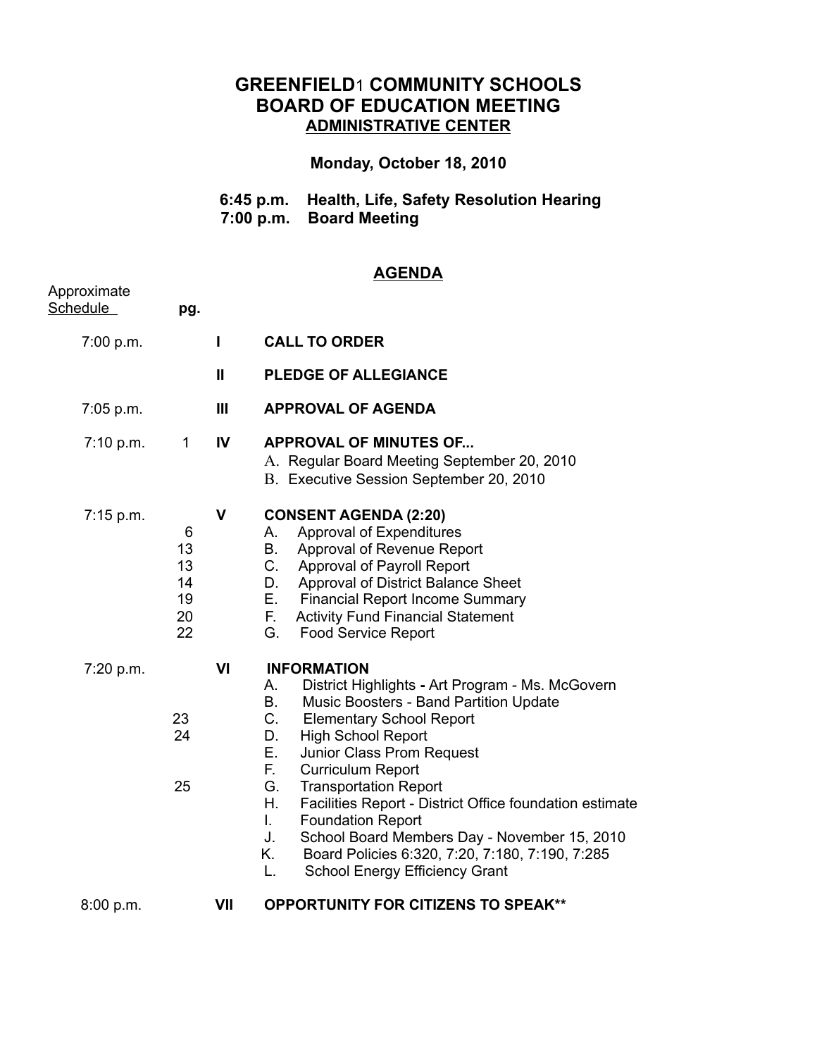# GREENFIELD[1] COMMUNITY SCHOOLS
# BOARD OF EDUCATION MEETING
## ADMINISTRATIVE CENTER

**Monday, October 18, 2010**

**6:45 p.m. Health, Life, Safety Resolution Hearing**
**7:00 p.m. Board Meeting**

## AGENDA

| Approximate Schedule | pg. | | |
|---|---|---|---|
| 7:00 p.m. | | **I** | **CALL TO ORDER** |
| | | **II** | **PLEDGE OF ALLEGIANCE** |
| 7:05 p.m. | | **III** | **APPROVAL OF AGENDA** |
| 7:10 p.m. | 1 | **IV** | **APPROVAL OF MINUTES OF...** |
| | | | A. Regular Board Meeting September 20, 2010 |
| | | | B. Executive Session September 20, 2010 |
| 7:15 p.m. | | **V** | **CONSENT AGENDA (2:20)** |
| | 6 | | A. Approval of Expenditures |
| | 13 | | B. Approval of Revenue Report |
| | 13 | | C. Approval of Payroll Report |
| | 14 | | D. Approval of District Balance Sheet |
| | 19 | | E. Financial Report Income Summary |
| | 20 | | F. Activity Fund Financial Statement |
| | 22 | | G. Food Service Report |
| 7:20 p.m. | | **VI** | **INFORMATION** |
| | | | A. District Highlights **-** Art Program - Ms. McGovern |
| | | | B. Music Boosters - Band Partition Update |
| | 23 | | C. Elementary School Report |
| | 24 | | D. High School Report |
| | | | E. Junior Class Prom Request |
| | | | F. Curriculum Report |
| | 25 | | G. Transportation Report |
| | | | H. Facilities Report - District Office foundation estimate |
| | | | I. Foundation Report |
| | | | J. School Board Members Day - November 15, 2010 |
| | | | K. Board Policies 6:320, 7:20, 7:180, 7:190, 7:285 |
| | | | L. School Energy Efficiency Grant |
| 8:00 p.m. | | **VII** | **OPPORTUNITY FOR CITIZENS TO SPEAK\*\*** |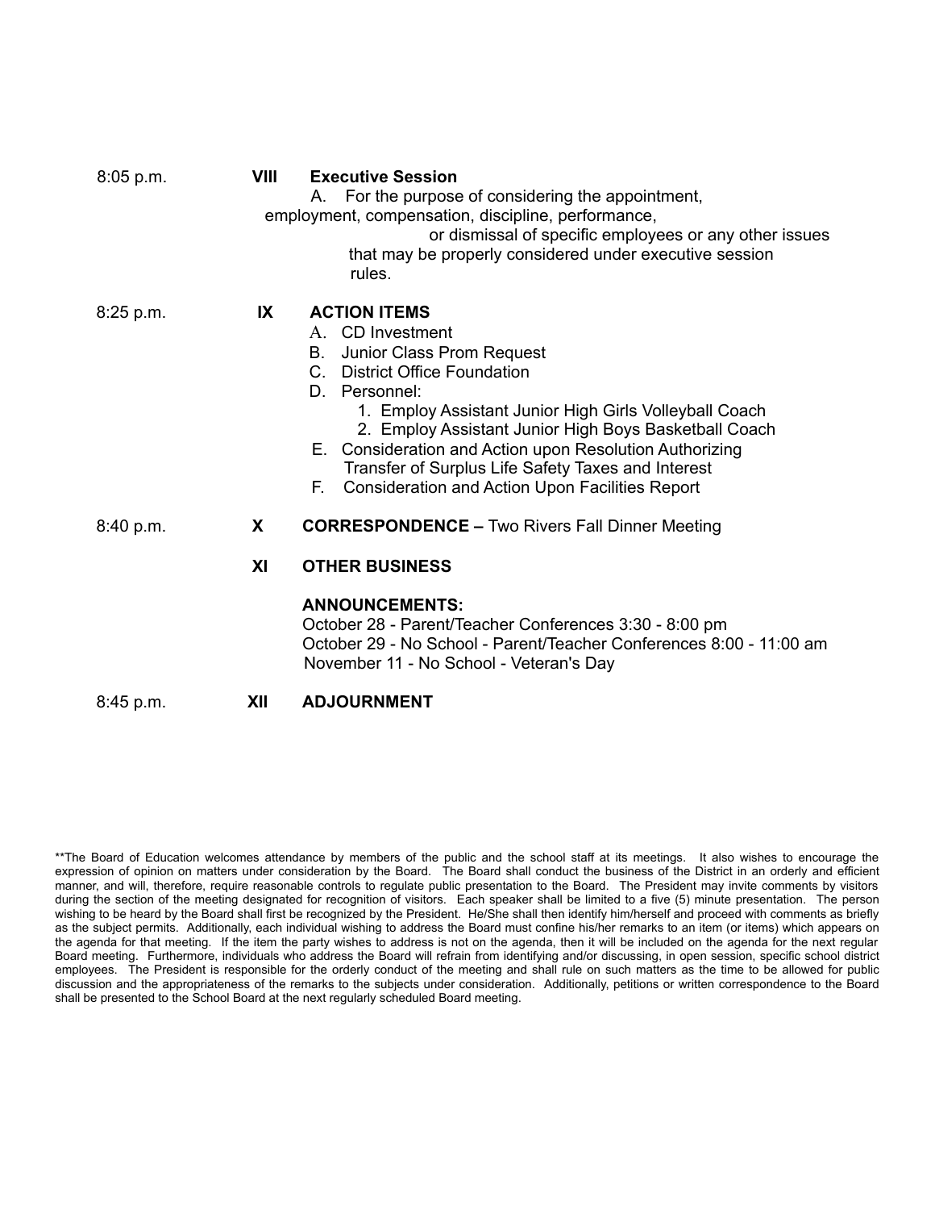8:05 p.m. **VIII Executive Session**

A. For the purpose of considering the appointment, employment, compensation, discipline, performance, or dismissal of specific employees or any other issues that may be properly considered under executive session rules.

8:25 p.m. **IX ACTION ITEMS**

A. CD Investment
B. Junior Class Prom Request
C. District Office Foundation
D. Personnel:
   1. Employ Assistant Junior High Girls Volleyball Coach
   2. Employ Assistant Junior High Boys Basketball Coach
E. Consideration and Action upon Resolution Authorizing Transfer of Surplus Life Safety Taxes and Interest
F. Consideration and Action Upon Facilities Report

8:40 p.m. **X CORRESPONDENCE –** Two Rivers Fall Dinner Meeting

**XI OTHER BUSINESS**

**ANNOUNCEMENTS:**
October 28 - Parent/Teacher Conferences 3:30 - 8:00 pm
October 29 - No School - Parent/Teacher Conferences 8:00 - 11:00 am
November 11 - No School - Veteran's Day

8:45 p.m. **XII ADJOURNMENT**

**The Board of Education welcomes attendance by members of the public and the school staff at its meetings. It also wishes to encourage the expression of opinion on matters under consideration by the Board. The Board shall conduct the business of the District in an orderly and efficient manner, and will, therefore, require reasonable controls to regulate public presentation to the Board. The President may invite comments by visitors during the section of the meeting designated for recognition of visitors. Each speaker shall be limited to a five (5) minute presentation. The person wishing to be heard by the Board shall first be recognized by the President. He/She shall then identify him/herself and proceed with comments as briefly as the subject permits. Additionally, each individual wishing to address the Board must confine his/her remarks to an item (or items) which appears on the agenda for that meeting. If the item the party wishes to address is not on the agenda, then it will be included on the agenda for the next regular Board meeting. Furthermore, individuals who address the Board will refrain from identifying and/or discussing, in open session, specific school district employees. The President is responsible for the orderly conduct of the meeting and shall rule on such matters as the time to be allowed for public discussion and the appropriateness of the remarks to the subjects under consideration. Additionally, petitions or written correspondence to the Board shall be presented to the School Board at the next regularly scheduled Board meeting.